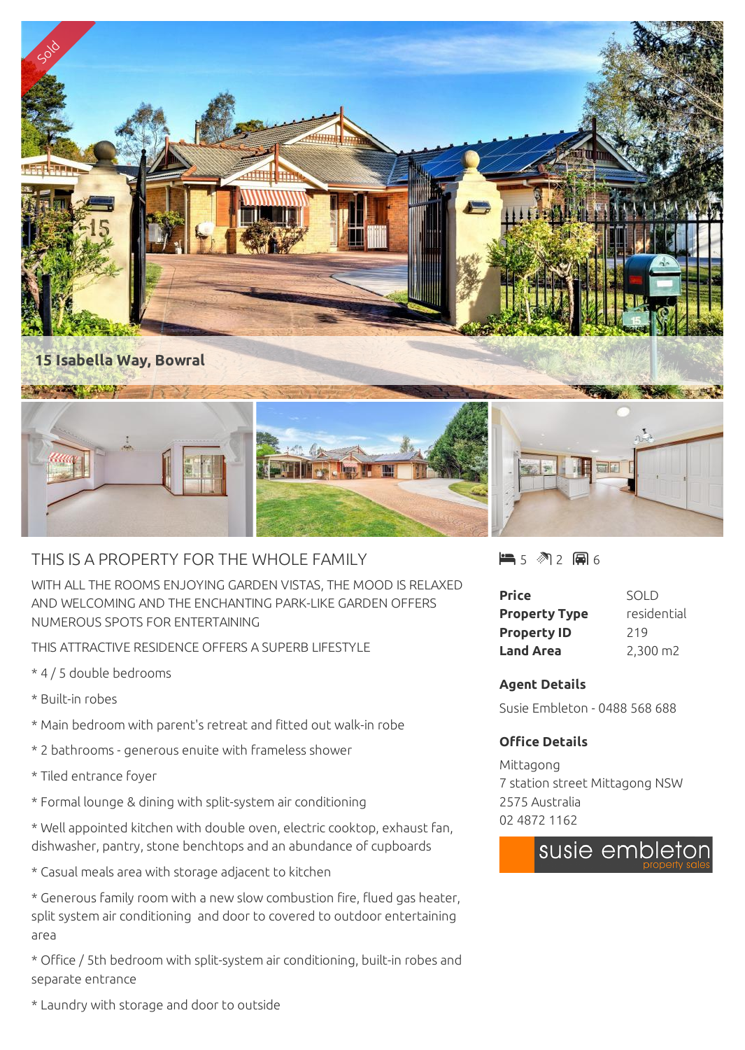15 Isabella Way, Bowral

## THIS IS A PROPERTY FOR THE WHOLE FAMILY

WITH ALL THE ROOMS ENJOYING GARDEN VISTAS, THE MOOD IS RELAXED AND WELCOMING AND THE ENCHANTING PARK-LIKE GARDEN OFFERS NUMEROUS SPOTS FOR ENTERTAINING

THIS ATTRACTIVE RESIDENCE OFFERS A SUPERB LIFESTYLE

* 4 / 5 double bedrooms

* Built-in robes

* Main bedroom with parent's retreat and fitted out walk-in robe

* 2 bathrooms - generous enuite with frameless shower

* Tiled entrance foyer

* Formal lounge & dining with split-system air conditioning

* Well appointed kitchen with double oven, electric cooktop, exhaust fan, dishwasher, pantry, stone benchtops and an abundance of cupboards

* Casual meals area with storage adjacent to kitchen

* Generous family room with a new slow combustion fire, flued gas heater, split system air conditioning and door to covered to outdoor entertaining area

* Office / 5th bedroom with split-system air conditioning, built-in robes and separate entrance

* Laundry with storage and door to outside

5 2 6

| | |
|---|---|
| **Price** | SOLD |
| **Property Type** | residential |
| **Property ID** | 219 |
| **Land Area** | 2,300 m2 |

### Agent Details

Susie Embleton - 0488 568 688

### Office Details

Mittagong
7 station street Mittagong NSW 2575 Australia
02 4872 1162

susie embleton property sales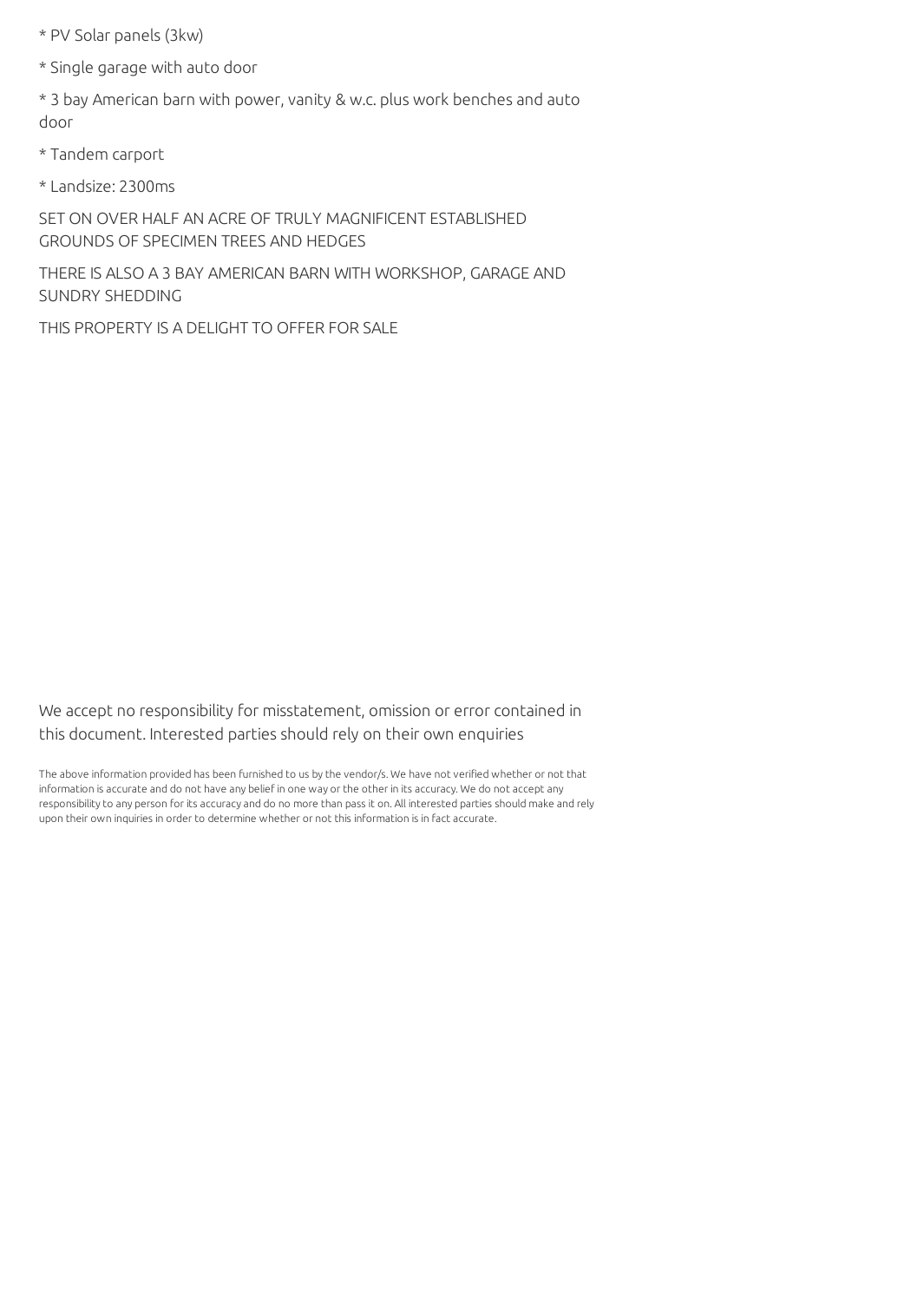* PV Solar panels (3kw)

* Single garage with auto door

* 3 bay American barn with power, vanity & w.c. plus work benches and auto door

* Tandem carport

* Landsize: 2300ms

SET ON OVER HALF AN ACRE OF TRULY MAGNIFICENT ESTABLISHED GROUNDS OF SPECIMEN TREES AND HEDGES

THERE IS ALSO A 3 BAY AMERICAN BARN WITH WORKSHOP, GARAGE AND SUNDRY SHEDDING

THIS PROPERTY IS A DELIGHT TO OFFER FOR SALE

We accept no responsibility for misstatement, omission or error contained in this document. Interested parties should rely on their own enquiries

The above information provided has been furnished to us by the vendor/s. We have not verified whether or not that information is accurate and do not have any belief in one way or the other in its accuracy. We do not accept any responsibility to any person for its accuracy and do no more than pass it on. All interested parties should make and rely upon their own inquiries in order to determine whether or not this information is in fact accurate.